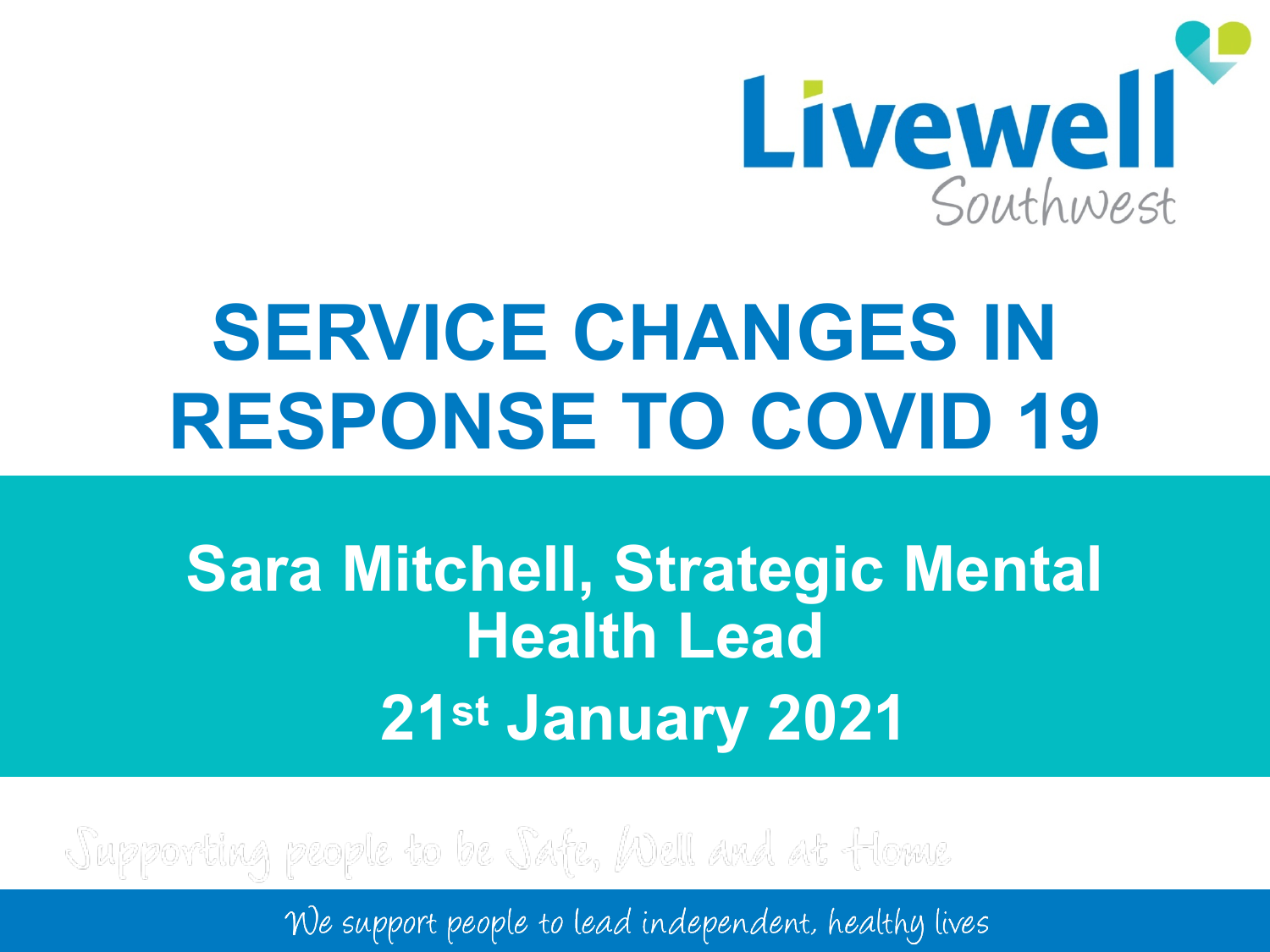Livewell Southwest

# SERVICE CHANGES IN RESPONSE TO COVID 19

## Sara Mitchell, Strategic Mental Health Lead

## 21st January 2021

Supporting people to be Safe, Well and at Home

We support people to lead independent, healthy lives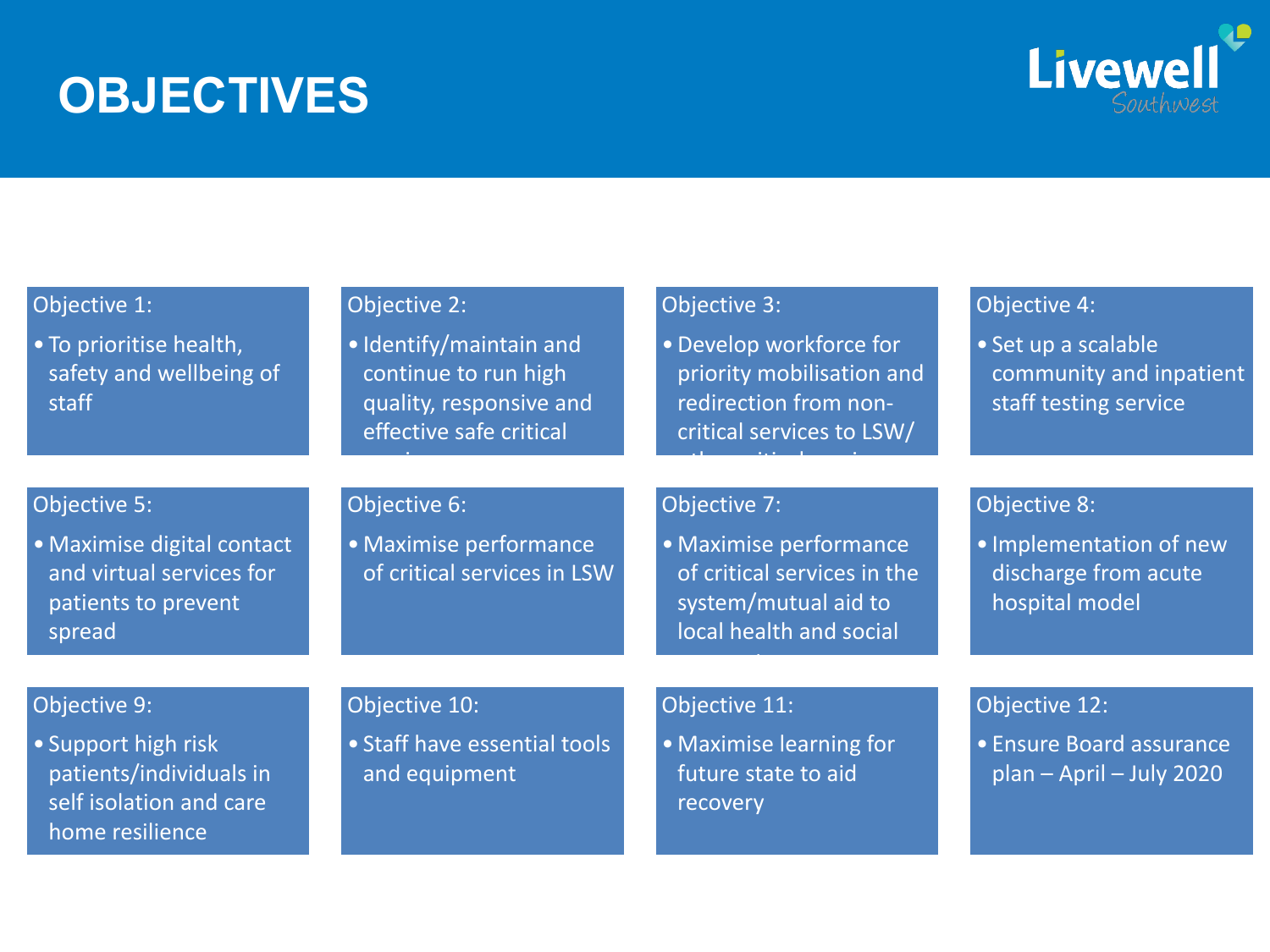# OBJECTIVES

Objective 1:

- To prioritise health, safety and wellbeing of staff

Objective 2:

- Identify/maintain and continue to run high quality, responsive and effective safe critical

Objective 3:

- Develop workforce for priority mobilisation and redirection from non-critical services to LSW/

Objective 4:

- Set up a scalable community and inpatient staff testing service

Objective 5:

- Maximise digital contact and virtual services for patients to prevent spread

Objective 6:

- Maximise performance of critical services in LSW

Objective 7:

- Maximise performance of critical services in the system/mutual aid to local health and social

Objective 8:

- Implementation of new discharge from acute hospital model

Objective 9:

- Support high risk patients/individuals in self isolation and care home resilience

Objective 10:

- Staff have essential tools and equipment

Objective 11:

- Maximise learning for future state to aid recovery

Objective 12:

- Ensure Board assurance plan – April – July 2020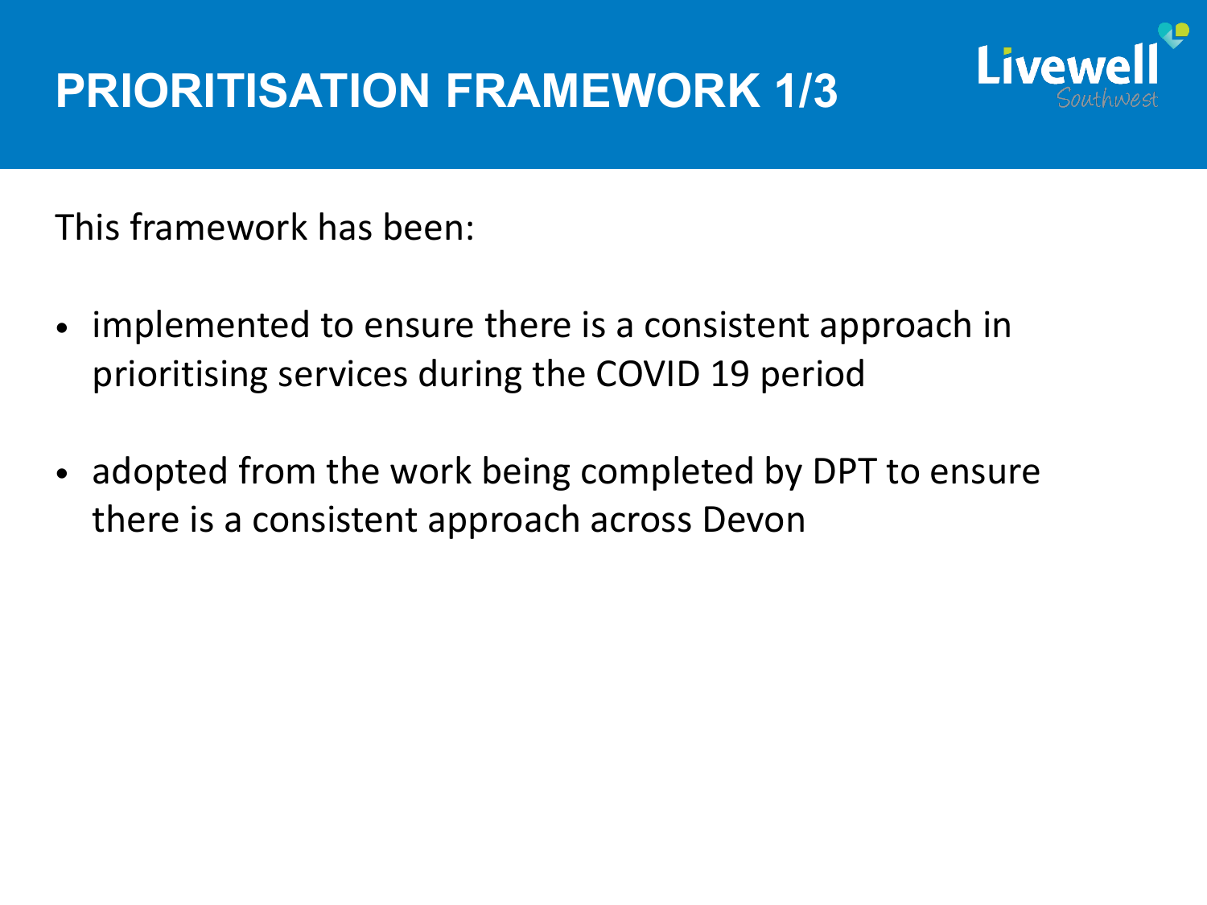# PRIORITISATION FRAMEWORK 1/3

This framework has been:

- implemented to ensure there is a consistent approach in prioritising services during the COVID 19 period
- adopted from the work being completed by DPT to ensure there is a consistent approach across Devon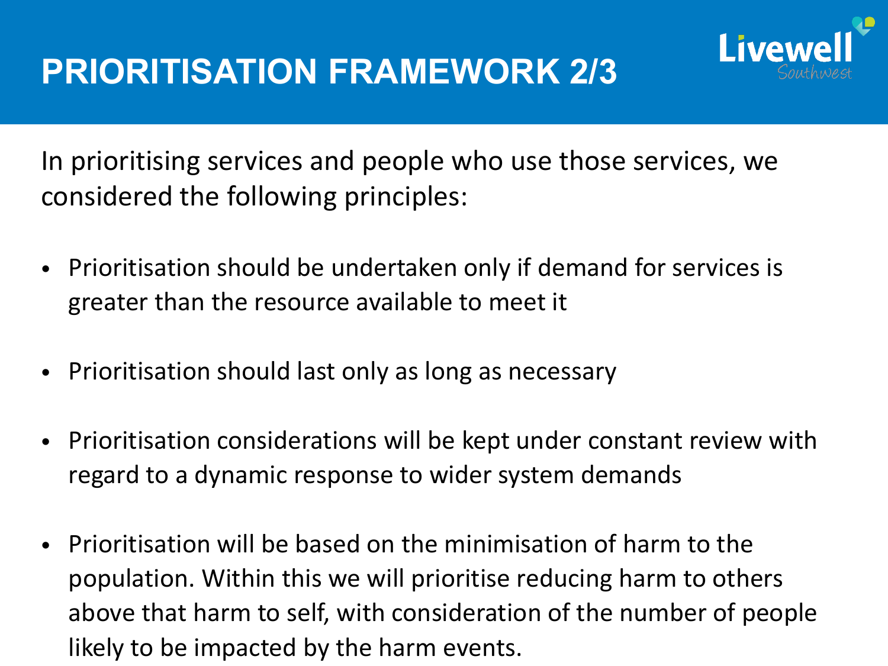# PRIORITISATION FRAMEWORK 2/3

In prioritising services and people who use those services, we considered the following principles:

- Prioritisation should be undertaken only if demand for services is greater than the resource available to meet it
- Prioritisation should last only as long as necessary
- Prioritisation considerations will be kept under constant review with regard to a dynamic response to wider system demands
- Prioritisation will be based on the minimisation of harm to the population. Within this we will prioritise reducing harm to others above that harm to self, with consideration of the number of people likely to be impacted by the harm events.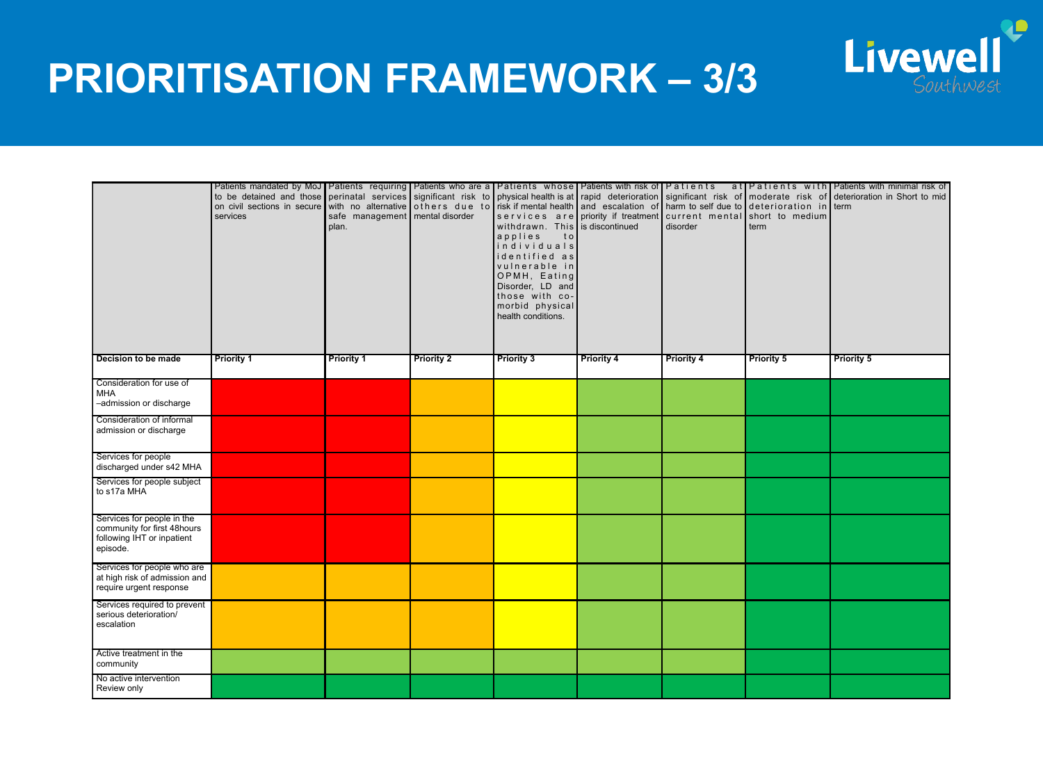# PRIORITISATION FRAMEWORK – 3/3

| | Patients mandated by MoJ to be detained and those on civil sections in secure services | Patients requiring perinatal services with no alternative safe management plan. | Patients who are a significant risk to others due to mental disorder | Patients whose physical health is at risk if mental health services are withdrawn. This applies to individuals identified as vulnerable in OPMH, Eating Disorder, LD and those with co-morbid physical health conditions. | Patients with risk of rapid deterioration and escalation of priority if treatment is discontinued | Patients at significant risk of harm to self due to current mental disorder | Patients with moderate risk of deterioration in short to medium term | Patients with minimal risk of deterioration in Short to mid term |
|---|---|---|---|---|---|---|---|---|
| **Decision to be made** | **Priority 1** | **Priority 1** | **Priority 2** | **Priority 3** | **Priority 4** | **Priority 4** | **Priority 5** | **Priority 5** |
| Consideration for use of MHA –admission or discharge | Red | Red | Amber | Yellow | Light green | Light green | Dark green | Dark green |
| Consideration of informal admission or discharge | Red | Red | Amber | Yellow | Light green | Light green | Dark green | Dark green |
| Services for people discharged under s42 MHA | Red | Red | Amber | Yellow | Light green | Light green | Dark green | Dark green |
| Services for people subject to s17a MHA | Red | Red | Amber | Yellow | Light green | Light green | Dark green | Dark green |
| Services for people in the community for first 48hours following IHT or inpatient episode. | Red | Red | Amber | Yellow | Light green | Light green | Dark green | Dark green |
| Services for people who are at high risk of admission and require urgent response | Amber | Amber | Amber | Yellow | Light green | Light green | Dark green | Dark green |
| Services required to prevent serious deterioration/ escalation | Amber | Amber | Amber | Yellow | Light green | Light green | Dark green | Dark green |
| Active treatment in the community | Light green | Light green | Light green | Light green | Light green | Light green | Dark green | Dark green |
| No active intervention Review only | Dark green | Dark green | Dark green | Dark green | Dark green | Dark green | Dark green | Dark green |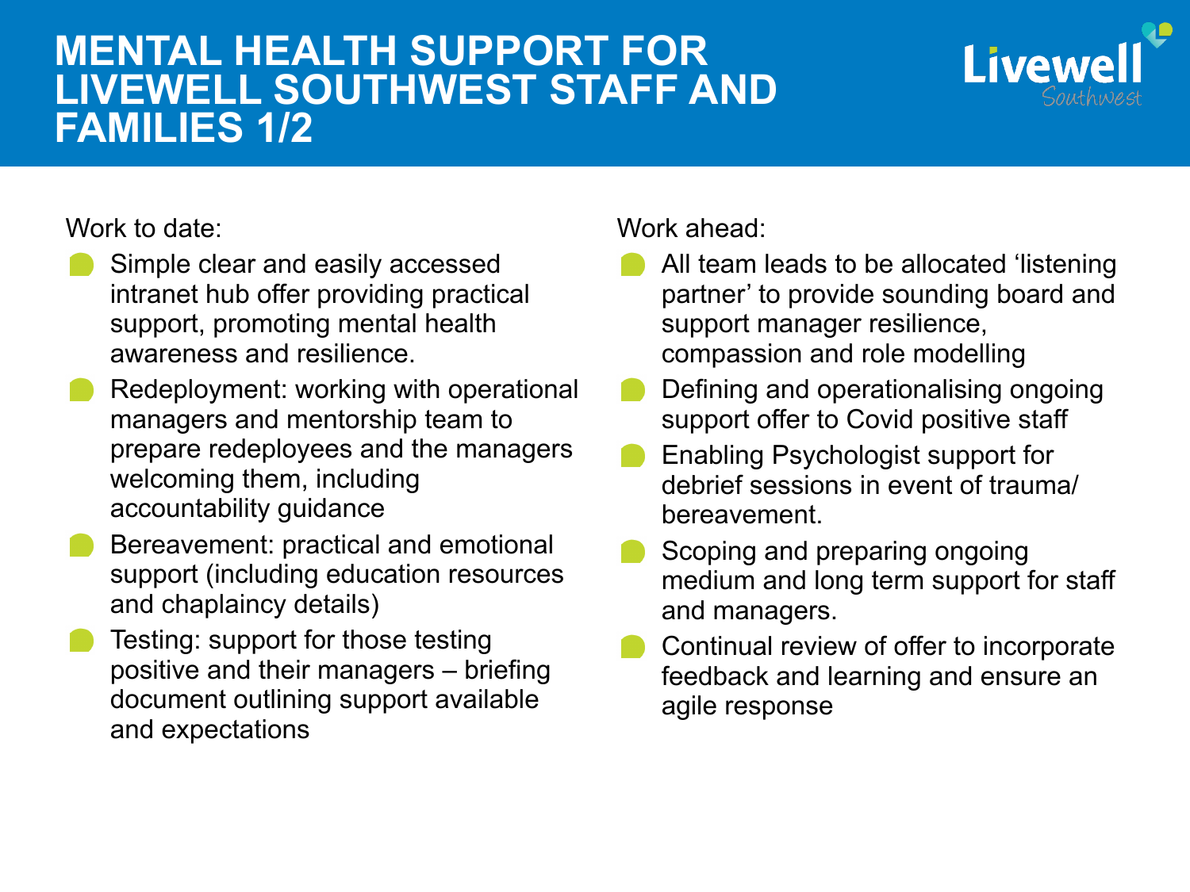# MENTAL HEALTH SUPPORT FOR LIVEWELL SOUTHWEST STAFF AND FAMILIES 1/2

Work to date:

- Simple clear and easily accessed intranet hub offer providing practical support, promoting mental health awareness and resilience.
- Redeployment: working with operational managers and mentorship team to prepare redeployees and the managers welcoming them, including accountability guidance
- Bereavement: practical and emotional support (including education resources and chaplaincy details)
- Testing: support for those testing positive and their managers – briefing document outlining support available and expectations

Work ahead:

- All team leads to be allocated 'listening partner' to provide sounding board and support manager resilience, compassion and role modelling
- Defining and operationalising ongoing support offer to Covid positive staff
- Enabling Psychologist support for debrief sessions in event of trauma/ bereavement.
- Scoping and preparing ongoing medium and long term support for staff and managers.
- Continual review of offer to incorporate feedback and learning and ensure an agile response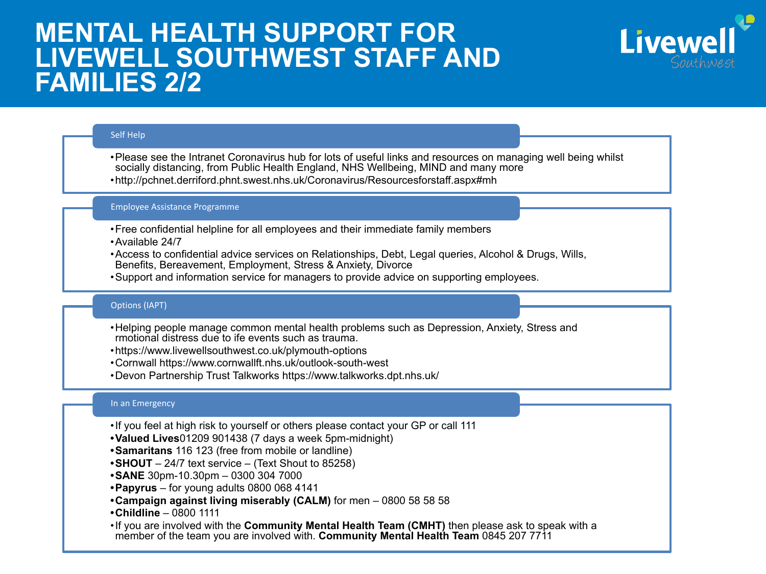# MENTAL HEALTH SUPPORT FOR LIVEWELL SOUTHWEST STAFF AND FAMILIES 2/2

Livewell Southwest

## Self Help

- Please see the Intranet Coronavirus hub for lots of useful links and resources on managing well being whilst socially distancing, from Public Health England, NHS Wellbeing, MIND and many more
- http://pchnet.derriford.phnt.swest.nhs.uk/Coronavirus/Resourcesforstaff.aspx#mh

## Employee Assistance Programme

- Free confidential helpline for all employees and their immediate family members
- Available 24/7
- Access to confidential advice services on Relationships, Debt, Legal queries, Alcohol & Drugs, Wills, Benefits, Bereavement, Employment, Stress & Anxiety, Divorce
- Support and information service for managers to provide advice on supporting employees.

## Options (IAPT)

- Helping people manage common mental health problems such as Depression, Anxiety, Stress and rmotional distress due to ife events such as trauma.
- https://www.livewellsouthwest.co.uk/plymouth-options
- Cornwall https://www.cornwallft.nhs.uk/outlook-south-west
- Devon Partnership Trust Talkworks https://www.talkworks.dpt.nhs.uk/

## In an Emergency

- If you feel at high risk to yourself or others please contact your GP or call 111
- **Valued Lives**01209 901438 (7 days a week 5pm-midnight)
- **Samaritans** 116 123 (free from mobile or landline)
- **SHOUT** – 24/7 text service – (Text Shout to 85258)
- **SANE** 30pm-10.30pm – 0300 304 7000
- **Papyrus** – for young adults 0800 068 4141
- **Campaign against living miserably (CALM)** for men – 0800 58 58 58
- **Childline** – 0800 1111
- If you are involved with the **Community Mental Health Team (CMHT)** then please ask to speak with a member of the team you are involved with. **Community Mental Health Team** 0845 207 7711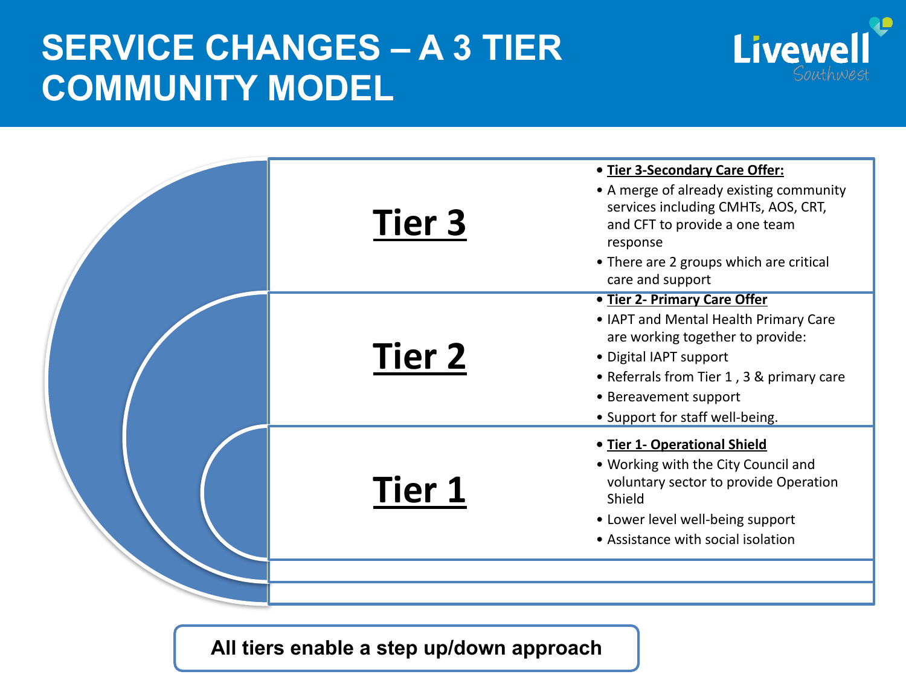# SERVICE CHANGES – A 3 TIER COMMUNITY MODEL

## Tier 3

- **Tier 3-Secondary Care Offer:**
- A merge of already existing community services including CMHTs, AOS, CRT, and CFT to provide a one team response
- There are 2 groups which are critical care and support

## Tier 2

- **Tier 2- Primary Care Offer**
- IAPT and Mental Health Primary Care are working together to provide:
- Digital IAPT support
- Referrals from Tier 1 , 3 & primary care
- Bereavement support
- Support for staff well-being.

## Tier 1

- **Tier 1- Operational Shield**
- Working with the City Council and voluntary sector to provide Operation Shield
- Lower level well-being support
- Assistance with social isolation

**All tiers enable a step up/down approach**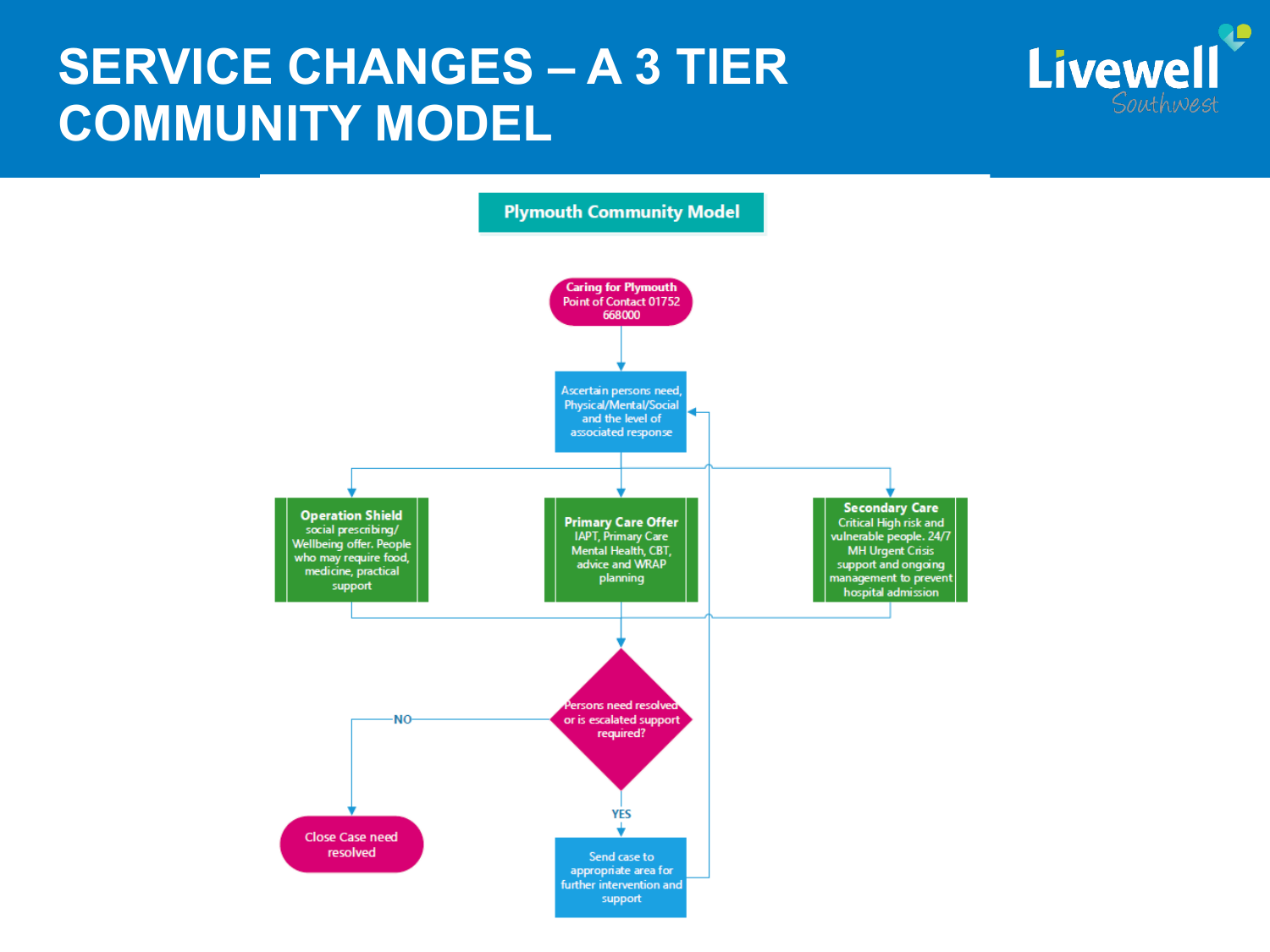# SERVICE CHANGES – A 3 TIER COMMUNITY MODEL

## Plymouth Community Model

**Caring for Plymouth** Point of Contact 01752 668000

Ascertain persons need, Physical/Mental/Social and the level of associated response

**Operation Shield** social prescribing/ Wellbeing offer. People who may require food, medicine, practical support

**Primary Care Offer** IAPT, Primary Care Mental Health, CBT, advice and WRAP planning

**Secondary Care** Critical High risk and vulnerable people. 24/7 MH Urgent Crisis support and ongoing management to prevent hospital admission

Persons need resolved or is escalated support required?

NO → Close Case need resolved

YES → Send case to appropriate area for further intervention and support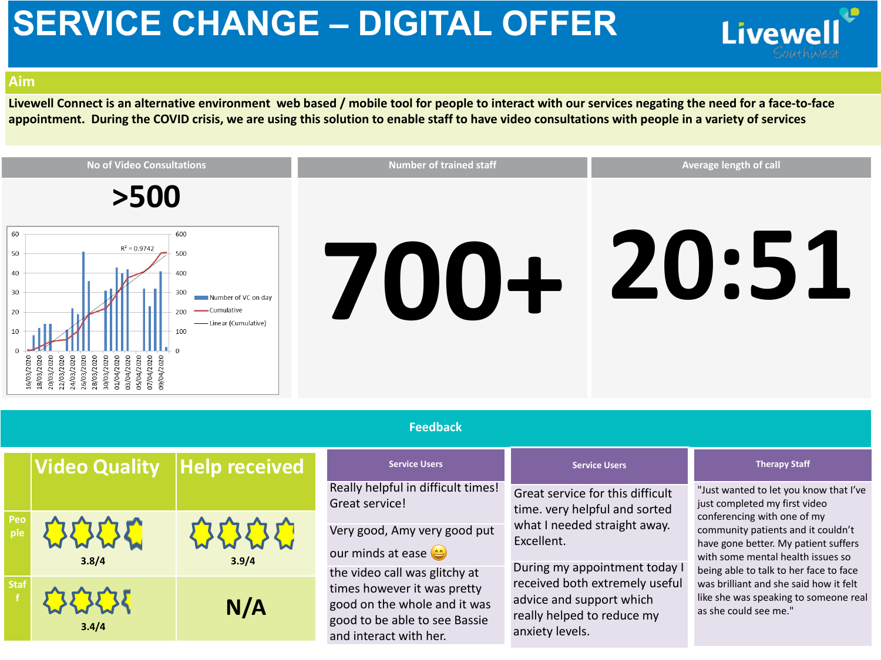# SERVICE CHANGE – DIGITAL OFFER

Livewell Southwest

## Aim

**Livewell Connect is an alternative environment web based / mobile tool for people to interact with our services negating the need for a face-to-face appointment. During the COVID crisis, we are using this solution to enable staff to have video consultations with people in a variety of services**

| No of Video Consultations | Number of trained staff | Average length of call |
|---|---|---|
| **>500** | **700+** | **20:51** |

Chart legend: Number of VC on day; Cumulative; Linear (Cumulative). $R^2 = 0.9742$

Dates: 16/03/2020, 18/03/2020, 20/03/2020, 22/03/2020, 24/03/2020, 26/03/2020, 28/03/2020, 30/03/2020, 01/04/2020, 03/04/2020, 05/04/2020, 07/04/2020, 09/04/2020

## Feedback

| | Video Quality | Help received |
|---|---|---|
| People | 3.8/4 | 3.9/4 |
| Staff | 3.4/4 | N/A |

### Service Users

Really helpful in difficult times! Great service!

Very good, Amy very good put our minds at ease 😄

the video call was glitchy at times however it was pretty good on the whole and it was good to be able to see Bassie and interact with her.

### Service Users

Great service for this difficult time. very helpful and sorted what I needed straight away. Excellent.

During my appointment today I received both extremely useful advice and support which really helped to reduce my anxiety levels.

### Therapy Staff

"Just wanted to let you know that I've just completed my first video conferencing with one of my community patients and it couldn't have gone better. My patient suffers with some mental health issues so being able to talk to her face to face was brilliant and she said how it felt like she was speaking to someone real as she could see me."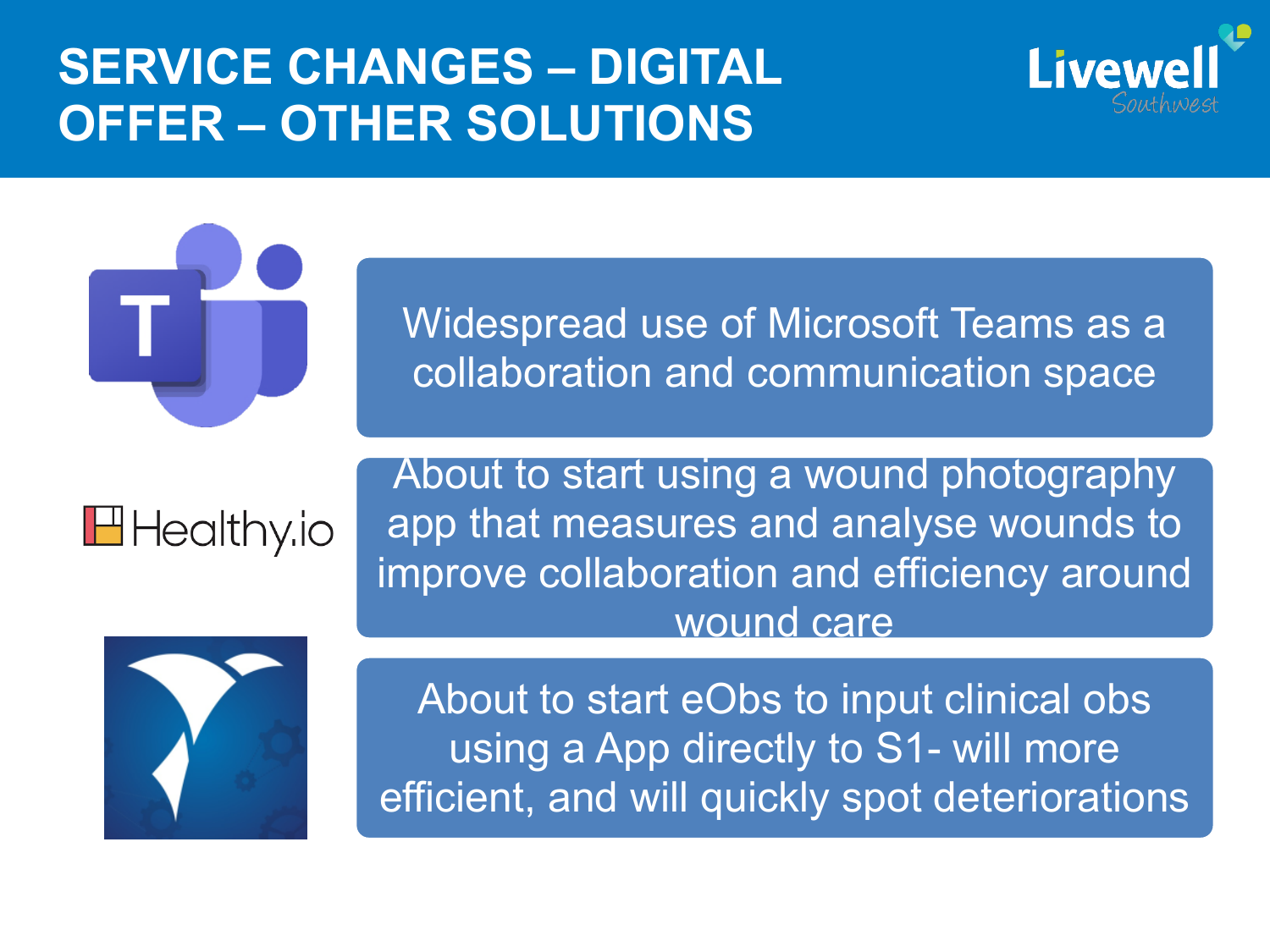# SERVICE CHANGES – DIGITAL OFFER – OTHER SOLUTIONS

Widespread use of Microsoft Teams as a collaboration and communication space

Healthy.io

About to start using a wound photography app that measures and analyse wounds to improve collaboration and efficiency around wound care

About to start eObs to input clinical obs using a App directly to S1- will more efficient, and will quickly spot deteriorations